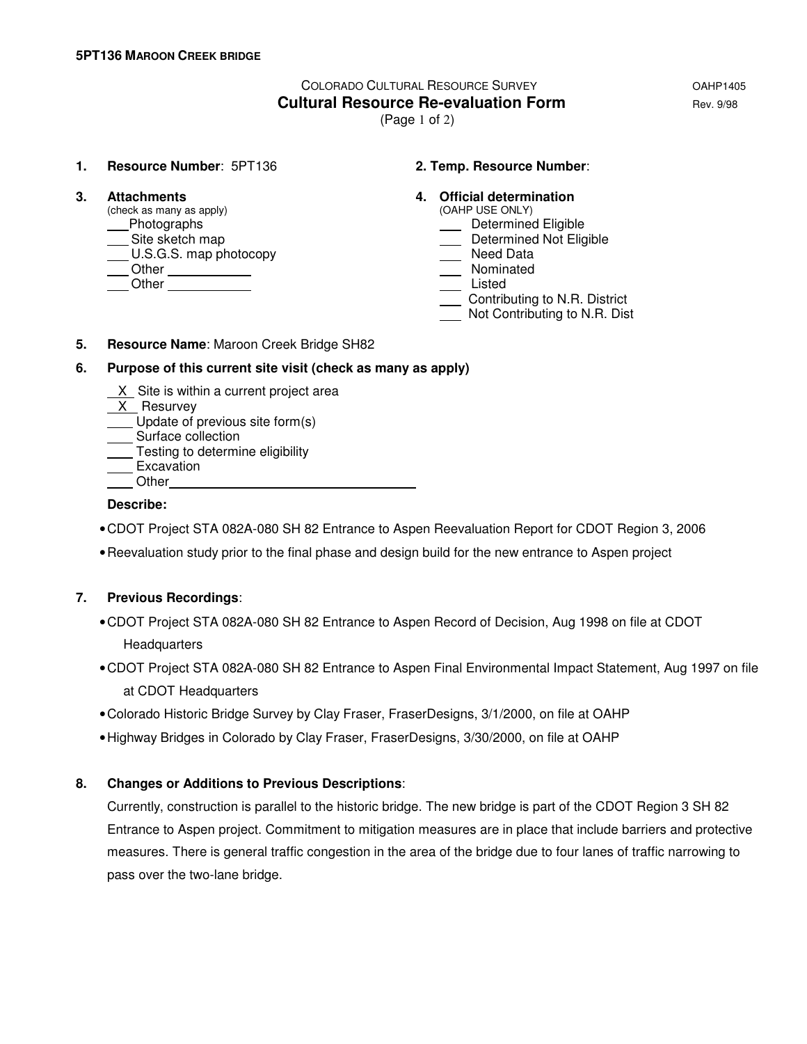**5PT136 MAROON CREEK BRIDGE**

COLORADO CULTURAL RESOURCE SURVEY — OAHP1405

# Cultural Resource Re-evaluation Form

Rev. 9/98

(Page 1 of 2)

**1. Resource Number**: 5PT136

**2. Temp. Resource Number**:

**3. Attachments**
(check as many as apply)
___ Photographs
___ Site sketch map
___ U.S.G.S. map photocopy
___ Other ________
___ Other ________

**4. Official determination**
(OAHP USE ONLY)
___ Determined Eligible
___ Determined Not Eligible
___ Need Data
___ Nominated
___ Listed
___ Contributing to N.R. District
___ Not Contributing to N.R. Dist

**5. Resource Name**: Maroon Creek Bridge SH82

**6. Purpose of this current site visit (check as many as apply)**

\_X\_ Site is within a current project area
\_X\_ Resurvey
___ Update of previous site form(s)
___ Surface collection
___ Testing to determine eligibility
___ Excavation
___ Other________________________

**Describe:**

- CDOT Project STA 082A-080 SH 82 Entrance to Aspen Reevaluation Report for CDOT Region 3, 2006
- Reevaluation study prior to the final phase and design build for the new entrance to Aspen project

**7. Previous Recordings**:

- CDOT Project STA 082A-080 SH 82 Entrance to Aspen Record of Decision, Aug 1998 on file at CDOT Headquarters
- CDOT Project STA 082A-080 SH 82 Entrance to Aspen Final Environmental Impact Statement, Aug 1997 on file at CDOT Headquarters
- Colorado Historic Bridge Survey by Clay Fraser, FraserDesigns, 3/1/2000, on file at OAHP
- Highway Bridges in Colorado by Clay Fraser, FraserDesigns, 3/30/2000, on file at OAHP

**8. Changes or Additions to Previous Descriptions**:

Currently, construction is parallel to the historic bridge. The new bridge is part of the CDOT Region 3 SH 82 Entrance to Aspen project. Commitment to mitigation measures are in place that include barriers and protective measures. There is general traffic congestion in the area of the bridge due to four lanes of traffic narrowing to pass over the two-lane bridge.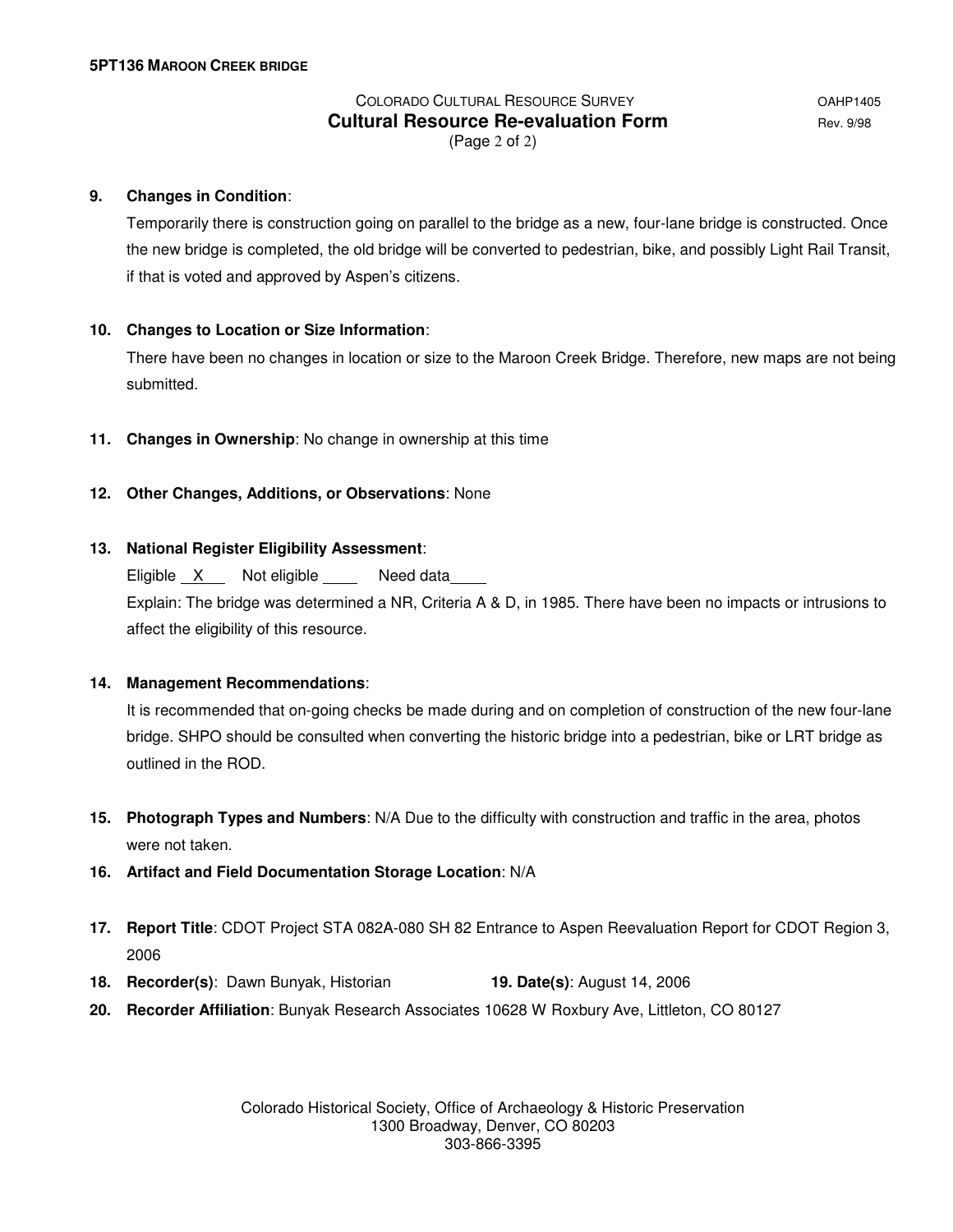**5PT136 MAROON CREEK BRIDGE**

COLORADO CULTURAL RESOURCE SURVEY

OAHP1405

**Cultural Resource Re-evaluation Form**

Rev. 9/98

(Page 2 of 2)

**9. Changes in Condition**:

Temporarily there is construction going on parallel to the bridge as a new, four-lane bridge is constructed. Once the new bridge is completed, the old bridge will be converted to pedestrian, bike, and possibly Light Rail Transit, if that is voted and approved by Aspen's citizens.

**10. Changes to Location or Size Information**:

There have been no changes in location or size to the Maroon Creek Bridge. Therefore, new maps are not being submitted.

**11. Changes in Ownership**: No change in ownership at this time

**12. Other Changes, Additions, or Observations**: None

**13. National Register Eligibility Assessment**:

Eligible X  Not eligible ____  Need data____

Explain: The bridge was determined a NR, Criteria A & D, in 1985. There have been no impacts or intrusions to affect the eligibility of this resource.

**14. Management Recommendations**:

It is recommended that on-going checks be made during and on completion of construction of the new four-lane bridge. SHPO should be consulted when converting the historic bridge into a pedestrian, bike or LRT bridge as outlined in the ROD.

**15. Photograph Types and Numbers**: N/A Due to the difficulty with construction and traffic in the area, photos were not taken.

**16. Artifact and Field Documentation Storage Location**: N/A

**17. Report Title**: CDOT Project STA 082A-080 SH 82 Entrance to Aspen Reevaluation Report for CDOT Region 3, 2006

**18. Recorder(s)**: Dawn Bunyak, Historian **19. Date(s)**: August 14, 2006

**20. Recorder Affiliation**: Bunyak Research Associates 10628 W Roxbury Ave, Littleton, CO 80127

Colorado Historical Society, Office of Archaeology & Historic Preservation
1300 Broadway, Denver, CO 80203
303-866-3395